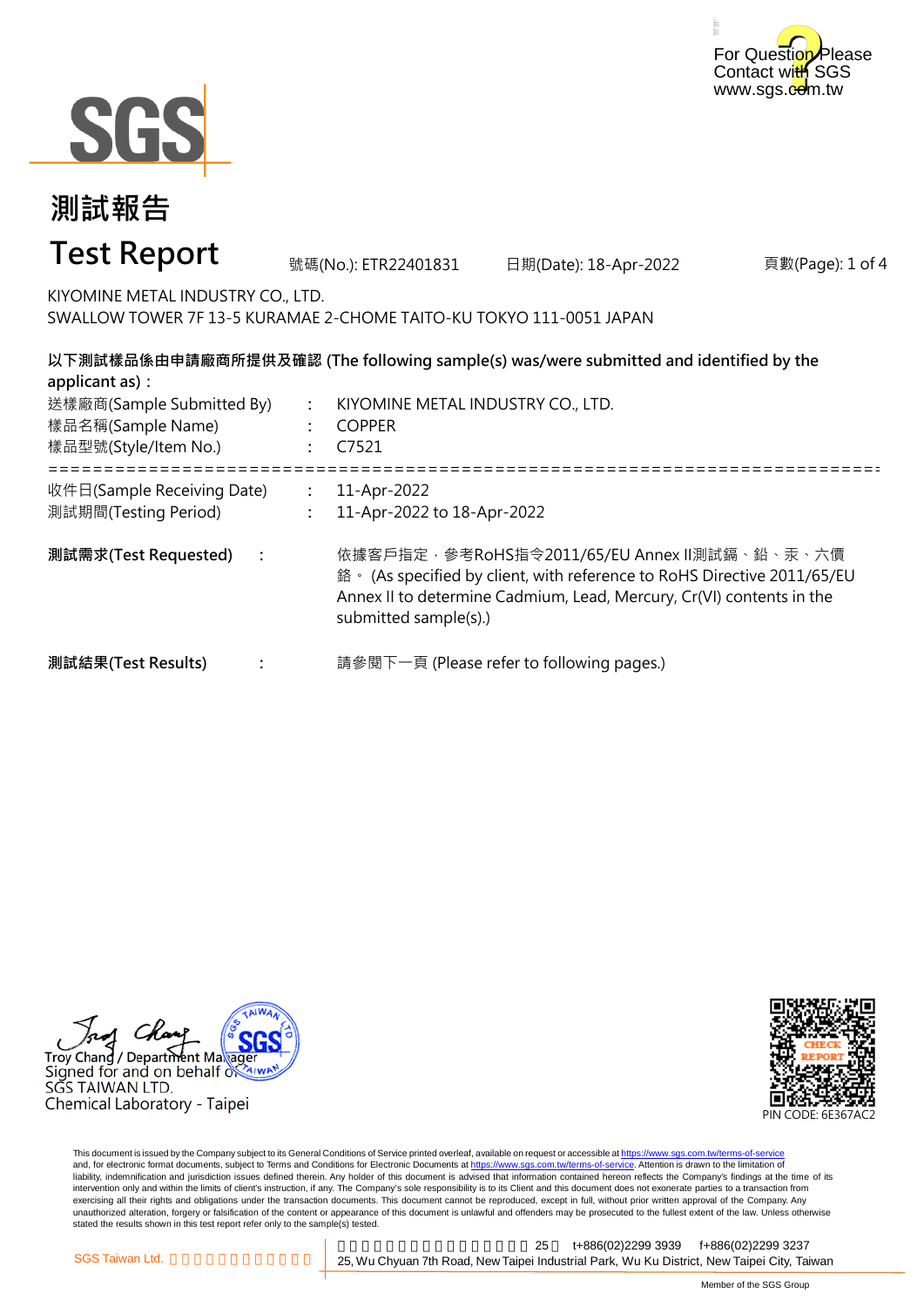For Question Please Contact with SGS
www.sgs.com.tw

# 測試報告

# Test Report

號碼(No.): ETR22401831　　日期(Date): 18-Apr-2022

KIYOMINE METAL INDUSTRY CO., LTD.
SWALLOW TOWER 7F 13-5 KURAMAE 2-CHOME TAITO-KU TOKYO 111-0051 JAPAN

**以下測試樣品係由申請廠商所提供及確認 (The following sample(s) was/were submitted and identified by the applicant as)：**

送樣廠商(Sample Submitted By) : KIYOMINE METAL INDUSTRY CO., LTD.
樣品名稱(Sample Name) : COPPER
樣品型號(Style/Item No.) : C7521

==========================================================================

收件日(Sample Receiving Date) : 11-Apr-2022
測試期間(Testing Period) : 11-Apr-2022 to 18-Apr-2022

**測試需求(Test Requested)** : 依據客戶指定，參考RoHS指令2011/65/EU Annex II測試鎘、鉛、汞、六價鉻。(As specified by client, with reference to RoHS Directive 2011/65/EU Annex II to determine Cadmium, Lead, Mercury, Cr(VI) contents in the submitted sample(s).)

**測試結果(Test Results)** : 請參閱下一頁 (Please refer to following pages.)

Troy Chang / Department Manager
Signed for and on behalf of
SGS TAIWAN LTD.
Chemical Laboratory - Taipei

PIN CODE: 6E367AC2

This document is issued by the Company subject to its General Conditions of Service printed overleaf, available on request or accessible at https://www.sgs.com.tw/terms-of-service and, for electronic format documents, subject to Terms and Conditions for Electronic Documents at https://www.sgs.com.tw/terms-of-service. Attention is drawn to the limitation of liability, indemnification and jurisdiction issues defined therein. Any holder of this document is advised that information contained hereon reflects the Company's findings at the time of its intervention only and within the limits of client's instruction, if any. The Company's sole responsibility is to its Client and this document does not exonerate parties to a transaction from exercising all their rights and obligations under the transaction documents. This document cannot be reproduced, except in full, without prior written approval of the Company. Any unauthorized alteration, forgery or falsification of the content or appearance of this document is unlawful and offenders may be prosecuted to the fullest extent of the law. Unless otherwise stated the results shown in this test report refer only to the sample(s) tested.

SGS Taiwan Ltd. | 25 t+886(02)2299 3939 f+886(02)2299 3237
25, Wu Chyuan 7th Road, New Taipei Industrial Park, Wu Ku District, New Taipei City, Taiwan

Member of the SGS Group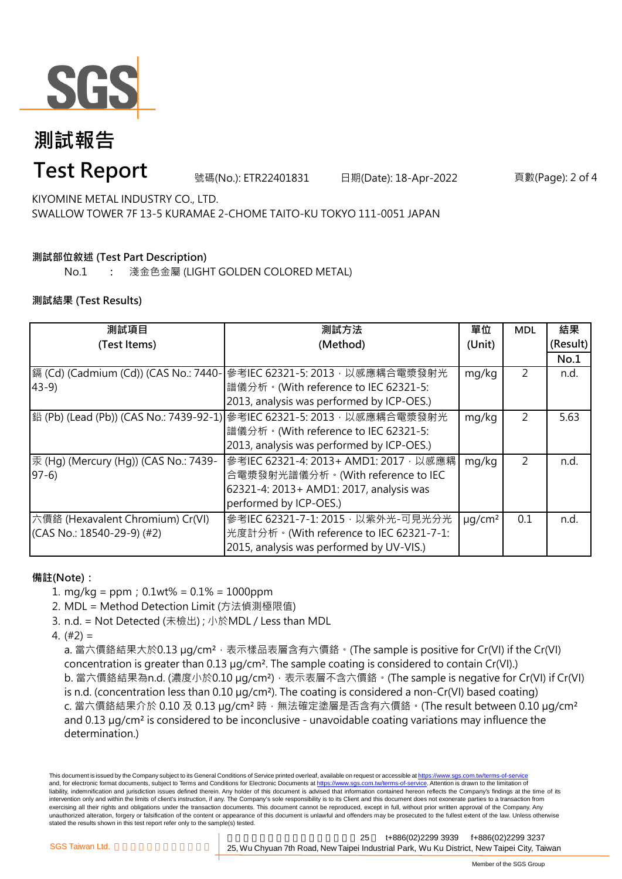# 測試報告

# Test Report

號碼(No.): ETR22401831　　日期(Date): 18-Apr-2022

KIYOMINE METAL INDUSTRY CO., LTD.
SWALLOW TOWER 7F 13-5 KURAMAE 2-CHOME TAITO-KU TOKYO 111-0051 JAPAN

**測試部位敘述 (Test Part Description)**

No.1　:　淺金色金屬 (LIGHT GOLDEN COLORED METAL)

**測試結果 (Test Results)**

| 測試項目 (Test Items) | 測試方法 (Method) | 單位 (Unit) | MDL | 結果 (Result) No.1 |
|---|---|---|---|---|
| 鎘 (Cd) (Cadmium (Cd)) (CAS No.: 7440-43-9) | 參考IEC 62321-5: 2013，以感應耦合電漿發射光譜儀分析。(With reference to IEC 62321-5: 2013, analysis was performed by ICP-OES.) | mg/kg | 2 | n.d. |
| 鉛 (Pb) (Lead (Pb)) (CAS No.: 7439-92-1) | 參考IEC 62321-5: 2013，以感應耦合電漿發射光譜儀分析。(With reference to IEC 62321-5: 2013, analysis was performed by ICP-OES.) | mg/kg | 2 | 5.63 |
| 汞 (Hg) (Mercury (Hg)) (CAS No.: 7439-97-6) | 參考IEC 62321-4: 2013+ AMD1: 2017，以感應耦合電漿發射光譜儀分析。(With reference to IEC 62321-4: 2013+ AMD1: 2017, analysis was performed by ICP-OES.) | mg/kg | 2 | n.d. |
| 六價鉻 (Hexavalent Chromium) Cr(VI) (CAS No.: 18540-29-9) (#2) | 參考IEC 62321-7-1: 2015，以紫外光-可見光分光光度計分析。(With reference to IEC 62321-7-1: 2015, analysis was performed by UV-VIS.) | μg/cm² | 0.1 | n.d. |

**備註(Note)：**

1. mg/kg = ppm；0.1wt% = 0.1% = 1000ppm
2. MDL = Method Detection Limit (方法偵測極限值)
3. n.d. = Not Detected (未檢出)；小於MDL / Less than MDL
4. (#2) =
   a. 當六價鉻結果大於0.13 μg/cm²，表示樣品表層含有六價鉻。(The sample is positive for Cr(VI) if the Cr(VI) concentration is greater than 0.13 μg/cm². The sample coating is considered to contain Cr(VI).)
   b. 當六價鉻結果為n.d. (濃度小於0.10 μg/cm²)，表示表層不含六價鉻。(The sample is negative for Cr(VI) if Cr(VI) is n.d. (concentration less than 0.10 μg/cm²). The coating is considered a non-Cr(VI) based coating)
   c. 當六價鉻結果介於 0.10 及 0.13 μg/cm² 時，無法確定塗層是否含有六價鉻。(The result between 0.10 μg/cm² and 0.13 μg/cm² is considered to be inconclusive - unavoidable coating variations may influence the determination.)

This document is issued by the Company subject to its General Conditions of Service printed overleaf, available on request or accessible at https://www.sgs.com.tw/terms-of-service and, for electronic format documents, subject to Terms and Conditions for Electronic Documents at https://www.sgs.com.tw/terms-of-service. Attention is drawn to the limitation of liability, indemnification and jurisdiction issues defined therein. Any holder of this document is advised that information contained hereon reflects the Company's findings at the time of its intervention only and within the limits of client's instruction, if any. The Company's sole responsibility is to its Client and this document does not exonerate parties to a transaction from exercising all their rights and obligations under the transaction documents. This document cannot be reproduced, except in full, without prior written approval of the Company. Any unauthorized alteration, forgery or falsification of the content or appearance of this document is unlawful and offenders may be prosecuted to the fullest extent of the law. Unless otherwise stated the results shown in this test report refer only to the sample(s) tested.

SGS Taiwan Ltd.　t+886(02)2299 3939　f+886(02)2299 3237
25, Wu Chyuan 7th Road, New Taipei Industrial Park, Wu Ku District, New Taipei City, Taiwan

Member of the SGS Group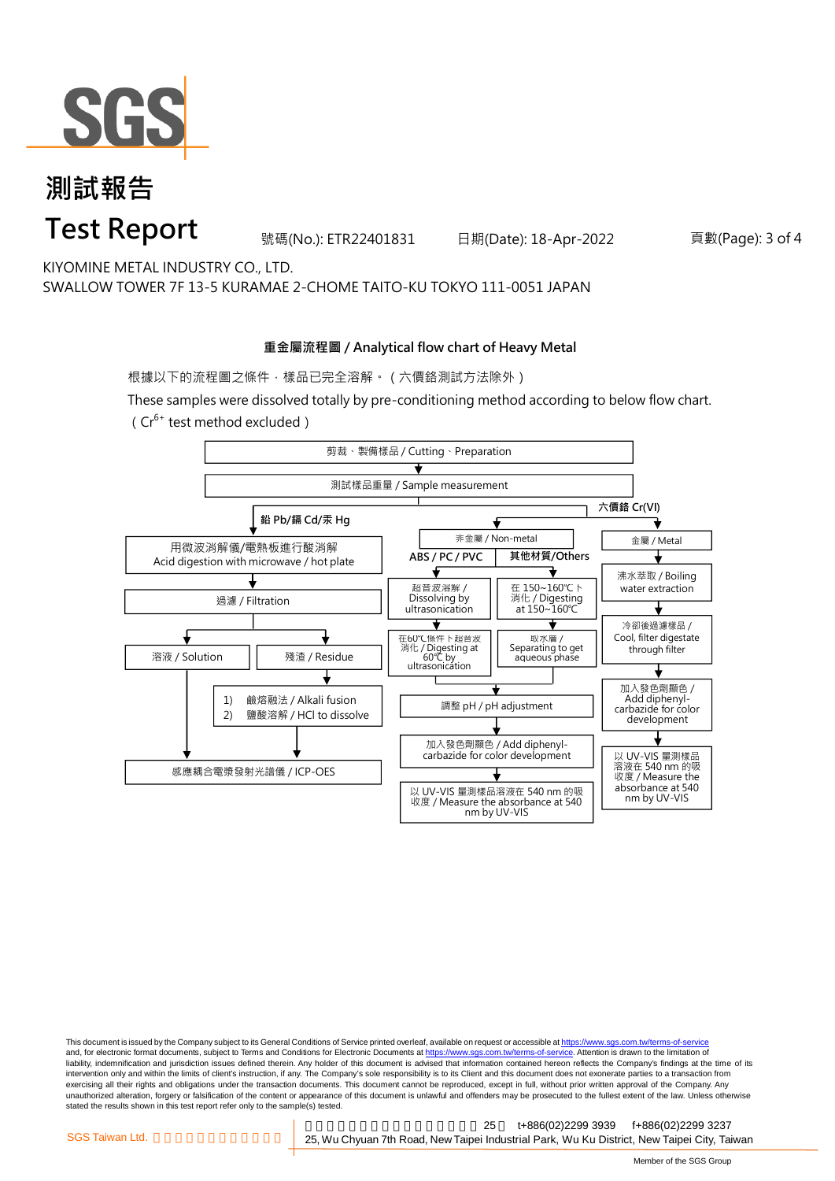# 測試報告

# Test Report

號碼(No.): ETR22401831　　日期(Date): 18-Apr-2022

KIYOMINE METAL INDUSTRY CO., LTD.
SWALLOW TOWER 7F 13-5 KURAMAE 2-CHOME TAITO-KU TOKYO 111-0051 JAPAN

## 重金屬流程圖 / Analytical flow chart of Heavy Metal

根據以下的流程圖之條件，樣品已完全溶解。（六價鉻測試方法除外）

These samples were dissolved totally by pre-conditioning method according to below flow chart.
（$Cr^{6+}$ test method excluded）

剪裁、製備樣品 / Cutting、Preparation

↓

測試樣品重量 / Sample measurement

**鉛 Pb/鎘 Cd/汞 Hg**

- 用微波消解儀/電熱板進行酸消解 / Acid digestion with microwave / hot plate
- ↓ 過濾 / Filtration
- ↓ 溶液 / Solution → 感應耦合電漿發射光譜儀 / ICP-OES
- ↓ 殘渣 / Residue → 1) 鹼熔融法 / Alkali fusion 2) 鹽酸溶解 / HCl to dissolve → 感應耦合電漿發射光譜儀 / ICP-OES

**六價鉻 Cr(VI)**

非金屬 / Non-metal

- **ABS / PC / PVC**: 超音波溶解 / Dissolving by ultrasonication → 在60℃條件下超音波消化 / Digesting at 60℃ by ultrasonication
- **其他材質/Others**: 在 150~160℃ 下消化 / Digesting at 150~160℃ → 取水層 / Separating to get aqueous phase
- → 調整 pH / pH adjustment → 加入發色劑顯色 / Add diphenyl-carbazide for color development → 以 UV-VIS 量測樣品溶液在 540 nm 的吸收度 / Measure the absorbance at 540 nm by UV-VIS

金屬 / Metal

- 沸水萃取 / Boiling water extraction → 冷卻後過濾樣品 / Cool, filter digestate through filter → 加入發色劑顯色 / Add diphenyl-carbazide for color development → 以 UV-VIS 量測樣品溶液在 540 nm 的吸收度 / Measure the absorbance at 540 nm by UV-VIS

This document is issued by the Company subject to its General Conditions of Service printed overleaf, available on request or accessible at https://www.sgs.com.tw/terms-of-service and, for electronic format documents, subject to Terms and Conditions for Electronic Documents at https://www.sgs.com.tw/terms-of-service. Attention is drawn to the limitation of liability, indemnification and jurisdiction issues defined therein. Any holder of this document is advised that information contained hereon reflects the Company's findings at the time of its intervention only and within the limits of client's instruction, if any. The Company's sole responsibility is to its Client and this document does not exonerate parties to a transaction from exercising all their rights and obligations under the transaction documents. This document cannot be reproduced, except in full, without prior written approval of the Company. Any unauthorized alteration, forgery or falsification of the content or appearance of this document is unlawful and offenders may be prosecuted to the fullest extent of the law. Unless otherwise stated the results shown in this test report refer only to the sample(s) tested.

SGS Taiwan Ltd. | 25, Wu Chyuan 7th Road, New Taipei Industrial Park, Wu Ku District, New Taipei City, Taiwan | t+886(02)2299 3939 | f+886(02)2299 3237

Member of the SGS Group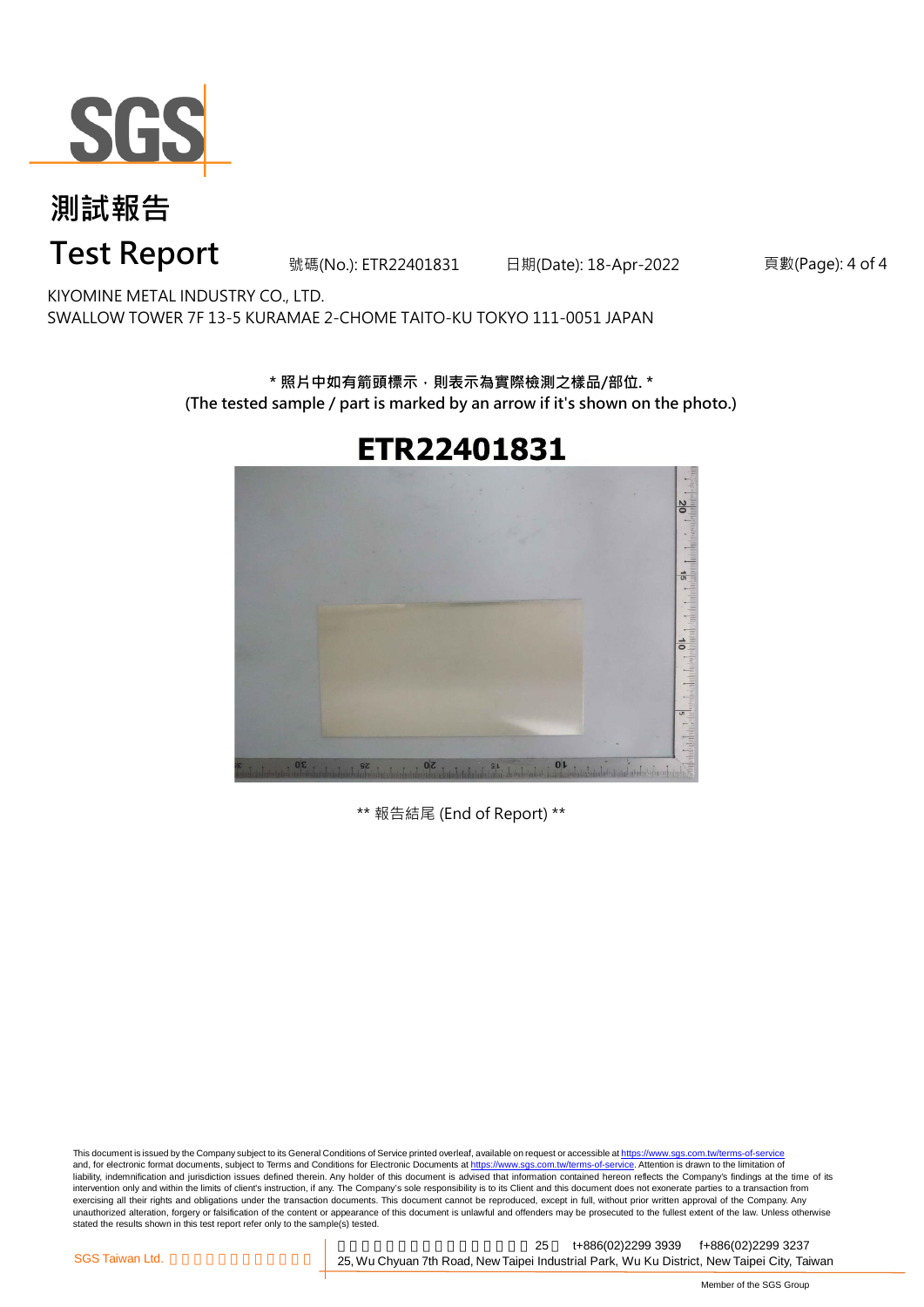# 測試報告

# Test Report

號碼(No.): ETR22401831　　日期(Date): 18-Apr-2022

KIYOMINE METAL INDUSTRY CO., LTD.
SWALLOW TOWER 7F 13-5 KURAMAE 2-CHOME TAITO-KU TOKYO 111-0051 JAPAN

**\* 照片中如有箭頭標示，則表示為實際檢測之樣品/部位. \***
**(The tested sample / part is marked by an arrow if it's shown on the photo.)**

**ETR22401831**

** 報告結尾 (End of Report) **

This document is issued by the Company subject to its General Conditions of Service printed overleaf, available on request or accessible at https://www.sgs.com.tw/terms-of-service and, for electronic format documents, subject to Terms and Conditions for Electronic Documents at https://www.sgs.com.tw/terms-of-service. Attention is drawn to the limitation of liability, indemnification and jurisdiction issues defined therein. Any holder of this document is advised that information contained hereon reflects the Company's findings at the time of its intervention only and within the limits of client's instruction, if any. The Company's sole responsibility is to its Client and this document does not exonerate parties to a transaction from exercising all their rights and obligations under the transaction documents. This document cannot be reproduced, except in full, without prior written approval of the Company. Any unauthorized alteration, forgery or falsification of the content or appearance of this document is unlawful and offenders may be prosecuted to the fullest extent of the law. Unless otherwise stated the results shown in this test report refer only to the sample(s) tested.

SGS Taiwan Ltd. | 25, Wu Chyuan 7th Road, New Taipei Industrial Park, Wu Ku District, New Taipei City, Taiwan | t+886(02)2299 3939 | f+886(02)2299 3237

Member of the SGS Group